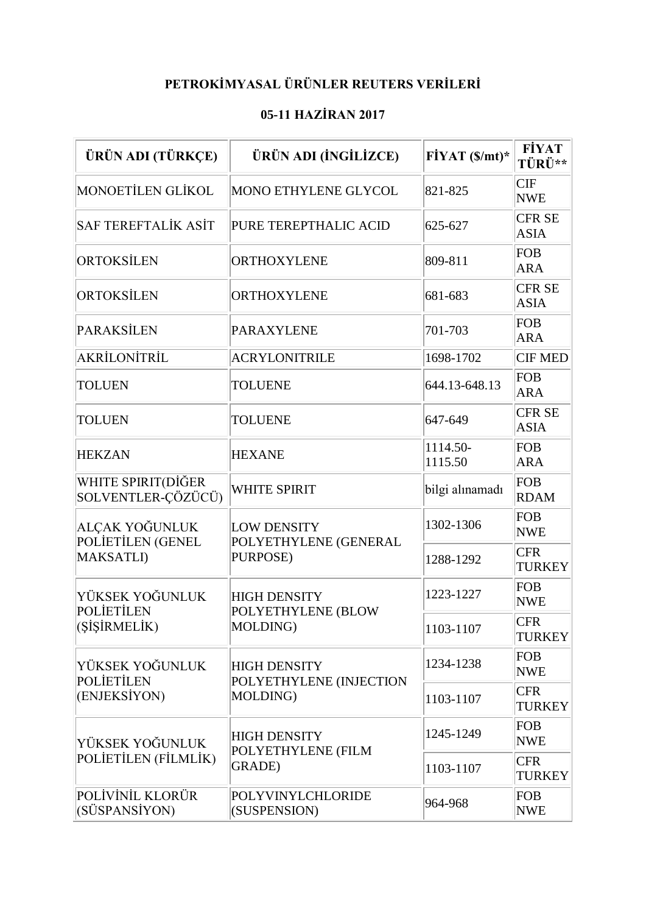**PETROKİMYASAL ÜRÜNLER REUTERS VERİLERİ**

**05-11 HAZİRAN 2017**

| ÜRÜN ADI (TÜRKÇE) | ÜRÜN ADI (İNGİLİZCE) | FİYAT ($/mt)* | FİYAT TÜRÜ** |
|---|---|---|---|
| MONOETİLEN GLİKOL | MONO ETHYLENE GLYCOL | 821-825 | CIF NWE |
| SAF TEREFTALİK ASİT | PURE TEREPTHALIC ACID | 625-627 | CFR SE ASIA |
| ORTOKSİLEN | ORTHOXYLENE | 809-811 | FOB ARA |
| ORTOKSİLEN | ORTHOXYLENE | 681-683 | CFR SE ASIA |
| PARAKSİLEN | PARAXYLENE | 701-703 | FOB ARA |
| AKRİLONİTRİL | ACRYLONITRILE | 1698-1702 | CIF MED |
| TOLUEN | TOLUENE | 644.13-648.13 | FOB ARA |
| TOLUEN | TOLUENE | 647-649 | CFR SE ASIA |
| HEKZAN | HEXANE | 1114.50-1115.50 | FOB ARA |
| WHITE SPIRIT(DİĞER SOLVENTLER-ÇÖZÜCÜ) | WHITE SPIRIT | bilgi alınamadı | FOB RDAM |
| ALÇAK YOĞUNLUK POLİETİLEN (GENEL MAKSATLI) | LOW DENSITY POLYETHYLENE (GENERAL PURPOSE) | 1302-1306 | FOB NWE |
| | | 1288-1292 | CFR TURKEY |
| YÜKSEK YOĞUNLUK POLİETİLEN (ŞİŞİRMELİK) | HIGH DENSITY POLYETHYLENE (BLOW MOLDING) | 1223-1227 | FOB NWE |
| | | 1103-1107 | CFR TURKEY |
| YÜKSEK YOĞUNLUK POLİETİLEN (ENJEKSİYON) | HIGH DENSITY POLYETHYLENE (INJECTION MOLDING) | 1234-1238 | FOB NWE |
| | | 1103-1107 | CFR TURKEY |
| YÜKSEK YOĞUNLUK POLİETİLEN (FİLMLİK) | HIGH DENSITY POLYETHYLENE (FILM GRADE) | 1245-1249 | FOB NWE |
| | | 1103-1107 | CFR TURKEY |
| POLİVİNİL KLORÜR (SÜSPANSİYON) | POLYVINYLCHLORIDE (SUSPENSION) | 964-968 | FOB NWE |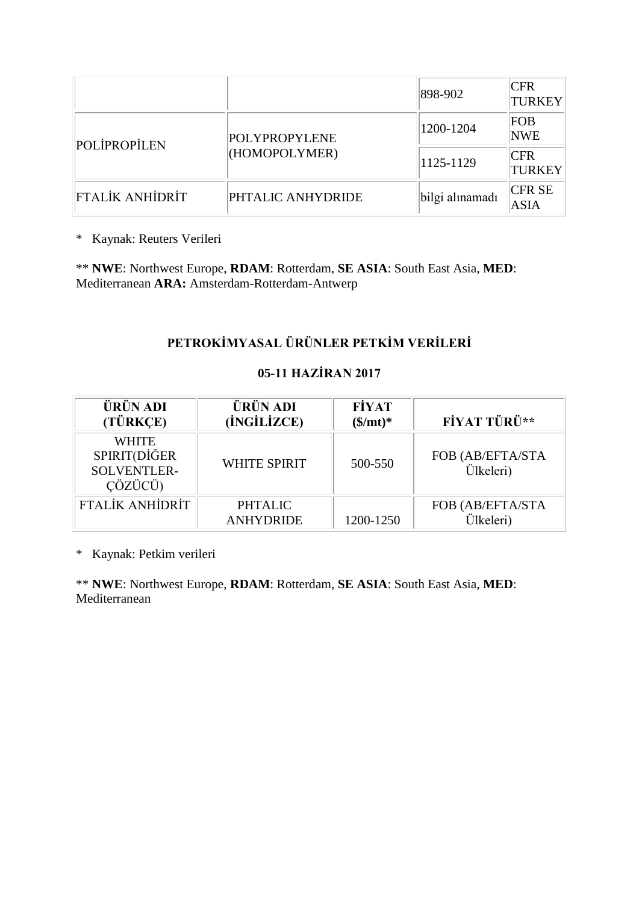| | | | |
|---|---|---|---|
| | | 898-902 | CFR TURKEY |
| POLİPROPİLEN | POLYPROPYLENE (HOMOPOLYMER) | 1200-1204 | FOB NWE |
| | | 1125-1129 | CFR TURKEY |
| FTALİK ANHİDRİT | PHTALIC ANHYDRIDE | bilgi alınamadı | CFR SE ASIA |

\* Kaynak: Reuters Verileri

\*\* **NWE**: Northwest Europe, **RDAM**: Rotterdam, **SE ASIA**: South East Asia, **MED**: Mediterranean **ARA:** Amsterdam-Rotterdam-Antwerp

## PETROKİMYASAL ÜRÜNLER PETKİM VERİLERİ

### 05-11 HAZİRAN 2017

| ÜRÜN ADI (TÜRKÇE) | ÜRÜN ADI (İNGİLİZCE) | FİYAT ($/mt)* | FİYAT TÜRÜ** |
|---|---|---|---|
| WHITE SPIRIT(DİĞER SOLVENTLER-ÇÖZÜCÜ) | WHITE SPIRIT | 500-550 | FOB (AB/EFTA/STA Ülkeleri) |
| FTALİK ANHİDRİT | PHTALIC ANHYDRIDE | 1200-1250 | FOB (AB/EFTA/STA Ülkeleri) |

\* Kaynak: Petkim verileri

\*\* **NWE**: Northwest Europe, **RDAM**: Rotterdam, **SE ASIA**: South East Asia, **MED**: Mediterranean